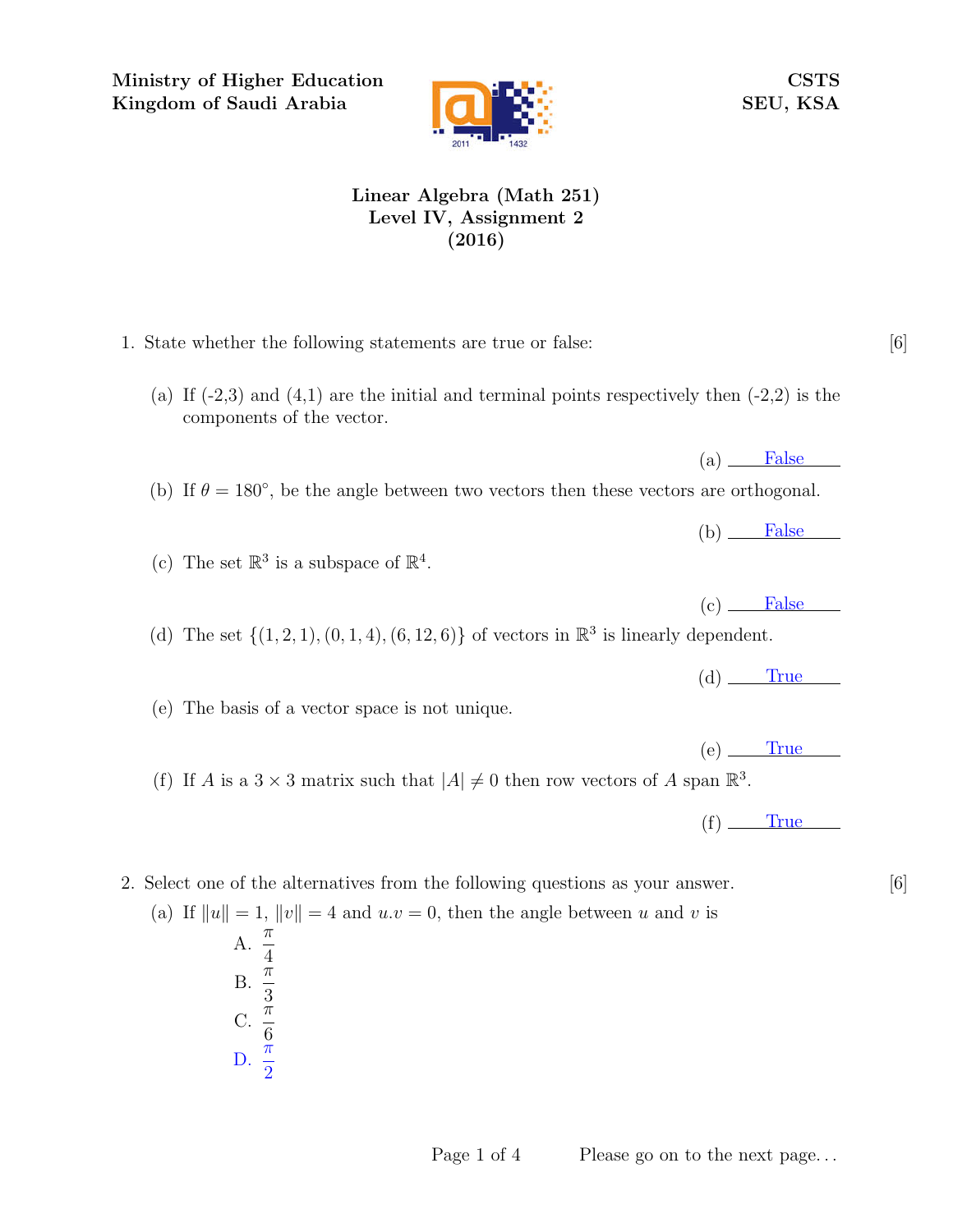**Ministry of Higher Education**
**Kingdom of Saudi Arabia**

**CSTS**
**SEU, KSA**

# Linear Algebra (Math 251)
## Level IV, Assignment 2
## (2016)

1. State whether the following statements are true or false: [6]

   (a) If (-2,3) and (4,1) are the initial and terminal points respectively then (-2,2) is the components of the vector.

   (a) False

   (b) If $\theta = 180^{\circ}$, be the angle between two vectors then these vectors are orthogonal.

   (b) False

   (c) The set $\mathbb{R}^3$ is a subspace of $\mathbb{R}^4$.

   (c) False

   (d) The set $\{(1,2,1),(0,1,4),(6,12,6)\}$ of vectors in $\mathbb{R}^3$ is linearly dependent.

   (d) True

   (e) The basis of a vector space is not unique.

   (e) True

   (f) If $A$ is a $3 \times 3$ matrix such that $|A| \neq 0$ then row vectors of $A$ span $\mathbb{R}^3$.

   (f) True

2. Select one of the alternatives from the following questions as your answer. [6]

   (a) If $\|u\| = 1$, $\|v\| = 4$ and $u.v = 0$, then the angle between $u$ and $v$ is

   A. $\frac{\pi}{4}$

   B. $\frac{\pi}{3}$

   C. $\frac{\pi}{6}$

   D. $\frac{\pi}{2}$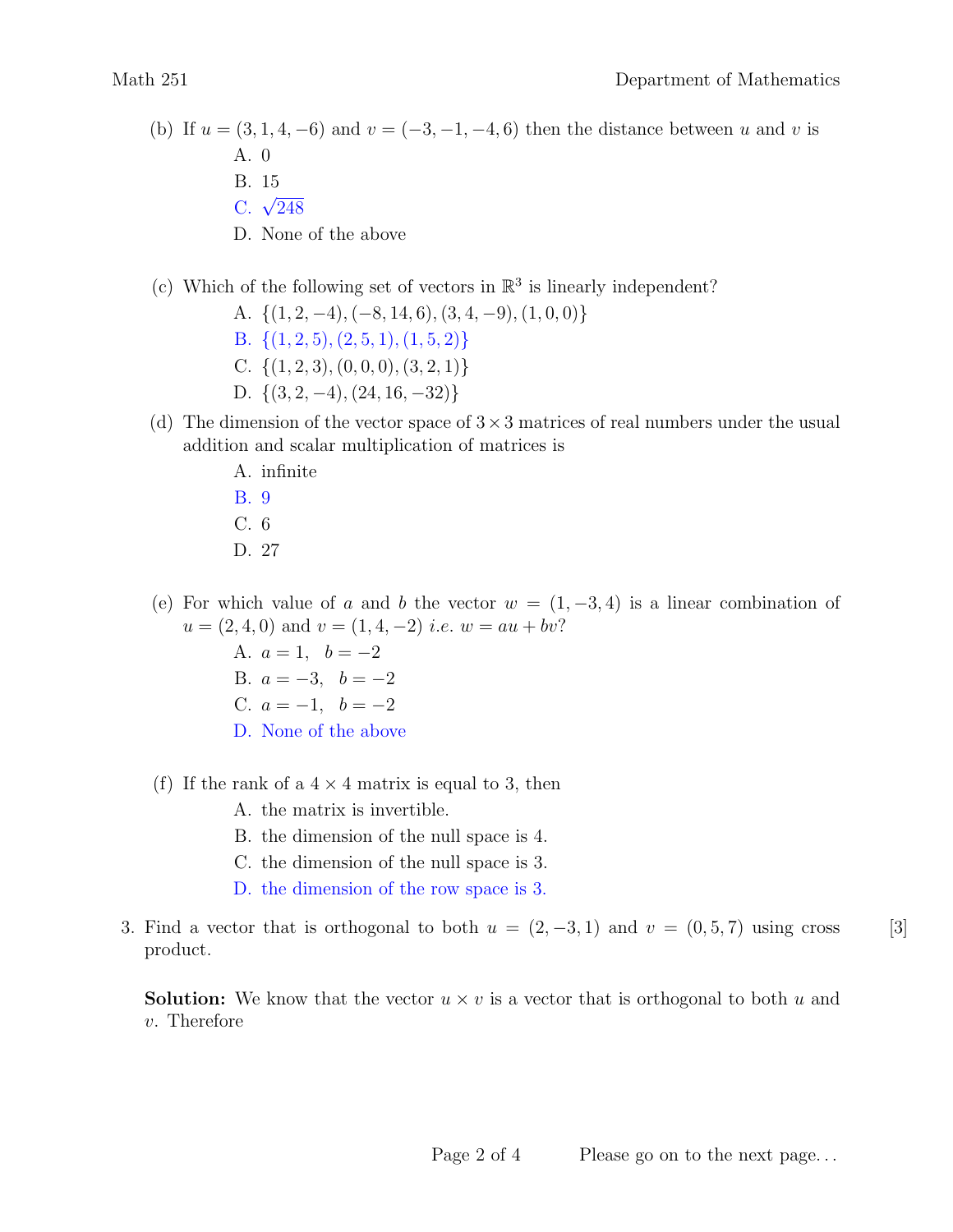(b) If $u = (3, 1, 4, -6)$ and $v = (-3, -1, -4, 6)$ then the distance between $u$ and $v$ is

A. 0

B. 15

C. $\sqrt{248}$

D. None of the above

(c) Which of the following set of vectors in $\mathbb{R}^3$ is linearly independent?

A. $\{(1, 2, -4), (-8, 14, 6), (3, 4, -9), (1, 0, 0)\}$

B. $\{(1, 2, 5), (2, 5, 1), (1, 5, 2)\}$

C. $\{(1, 2, 3), (0, 0, 0), (3, 2, 1)\}$

D. $\{(3, 2, -4), (24, 16, -32)\}$

(d) The dimension of the vector space of $3 \times 3$ matrices of real numbers under the usual addition and scalar multiplication of matrices is

A. infinite

B. 9

C. 6

D. 27

(e) For which value of $a$ and $b$ the vector $w = (1, -3, 4)$ is a linear combination of $u = (2, 4, 0)$ and $v = (1, 4, -2)$ *i.e.* $w = au + bv$?

A. $a = 1, \quad b = -2$

B. $a = -3, \quad b = -2$

C. $a = -1, \quad b = -2$

D. None of the above

(f) If the rank of a $4 \times 4$ matrix is equal to 3, then

A. the matrix is invertible.

B. the dimension of the null space is 4.

C. the dimension of the null space is 3.

D. the dimension of the row space is 3.

3. Find a vector that is orthogonal to both $u = (2, -3, 1)$ and $v = (0, 5, 7)$ using cross product. [3]

**Solution:** We know that the vector $u \times v$ is a vector that is orthogonal to both $u$ and $v$. Therefore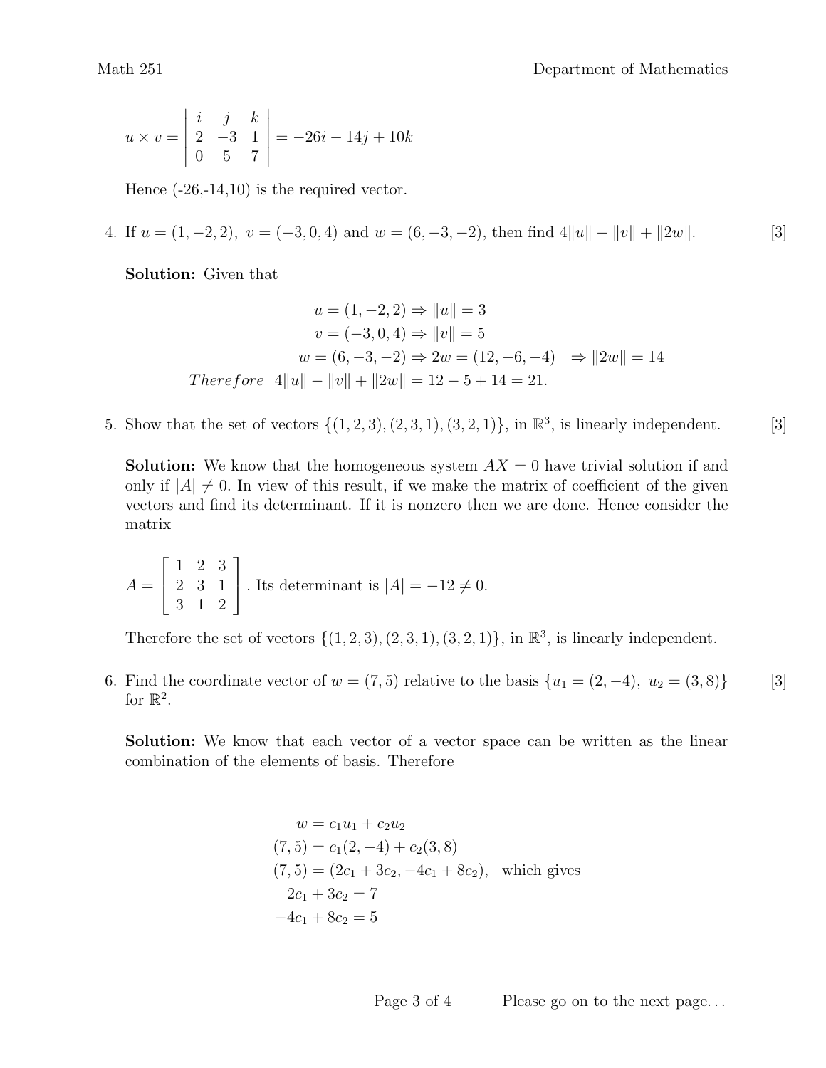$$u \times v = \begin{vmatrix} i & j & k \\ 2 & -3 & 1 \\ 0 & 5 & 7 \end{vmatrix} = -26i - 14j + 10k$$

Hence (-26,-14,10) is the required vector.

4. If $u = (1, -2, 2),\ v = (-3, 0, 4)$ and $w = (6, -3, -2)$, then find $4\|u\| - \|v\| + \|2w\|$. [3]

**Solution:** Given that

$$\begin{aligned}
u = (1, -2, 2) &\Rightarrow \|u\| = 3 \\
v = (-3, 0, 4) &\Rightarrow \|v\| = 5 \\
w = (6, -3, -2) &\Rightarrow 2w = (12, -6, -4) \quad \Rightarrow \|2w\| = 14 \\
Therefore \ \ 4\|u\| - \|v\| + \|2w\| &= 12 - 5 + 14 = 21.
\end{aligned}$$

5. Show that the set of vectors $\{(1, 2, 3), (2, 3, 1), (3, 2, 1)\}$, in $\mathbb{R}^3$, is linearly independent. [3]

**Solution:** We know that the homogeneous system $AX = 0$ have trivial solution if and only if $|A| \neq 0$. In view of this result, if we make the matrix of coefficient of the given vectors and find its determinant. If it is nonzero then we are done. Hence consider the matrix

$$A = \begin{bmatrix} 1 & 2 & 3 \\ 2 & 3 & 1 \\ 3 & 1 & 2 \end{bmatrix}. \text{ Its determinant is } |A| = -12 \neq 0.$$

Therefore the set of vectors $\{(1, 2, 3), (2, 3, 1), (3, 2, 1)\}$, in $\mathbb{R}^3$, is linearly independent.

6. Find the coordinate vector of $w = (7, 5)$ relative to the basis $\{u_1 = (2, -4),\ u_2 = (3, 8)\}$ for $\mathbb{R}^2$. [3]

**Solution:** We know that each vector of a vector space can be written as the linear combination of the elements of basis. Therefore

$$\begin{aligned}
w &= c_1 u_1 + c_2 u_2 \\
(7, 5) &= c_1(2, -4) + c_2(3, 8) \\
(7, 5) &= (2c_1 + 3c_2, -4c_1 + 8c_2), \quad \text{which gives} \\
2c_1 + 3c_2 &= 7 \\
-4c_1 + 8c_2 &= 5
\end{aligned}$$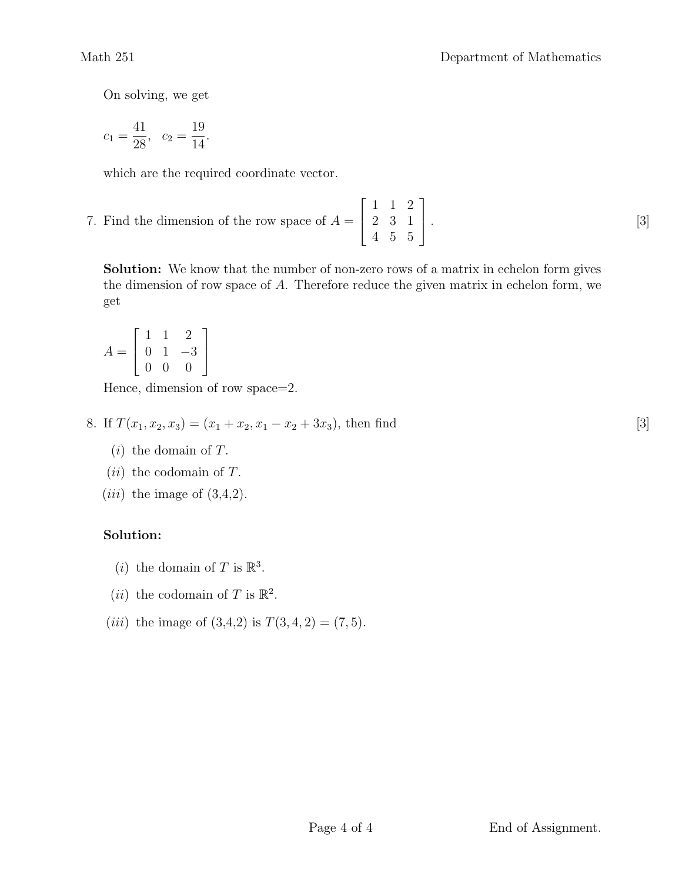On solving, we get

$$c_1 = \frac{41}{28}, \quad c_2 = \frac{19}{14}.$$

which are the required coordinate vector.

7. Find the dimension of the row space of $A = \begin{bmatrix} 1 & 1 & 2 \\ 2 & 3 & 1 \\ 4 & 5 & 5 \end{bmatrix}$. [3]

   **Solution:** We know that the number of non-zero rows of a matrix in echelon form gives the dimension of row space of $A$. Therefore reduce the given matrix in echelon form, we get

$$A = \begin{bmatrix} 1 & 1 & 2 \\ 0 & 1 & -3 \\ 0 & 0 & 0 \end{bmatrix}$$

   Hence, dimension of row space=2.

8. If $T(x_1, x_2, x_3) = (x_1 + x_2, x_1 - x_2 + 3x_3)$, then find [3]

   $(i)$ the domain of $T$.

   $(ii)$ the codomain of $T$.

   $(iii)$ the image of (3,4,2).

   **Solution:**

   $(i)$ the domain of $T$ is $\mathbb{R}^3$.

   $(ii)$ the codomain of $T$ is $\mathbb{R}^2$.

   $(iii)$ the image of (3,4,2) is $T(3, 4, 2) = (7, 5)$.

End of Assignment.